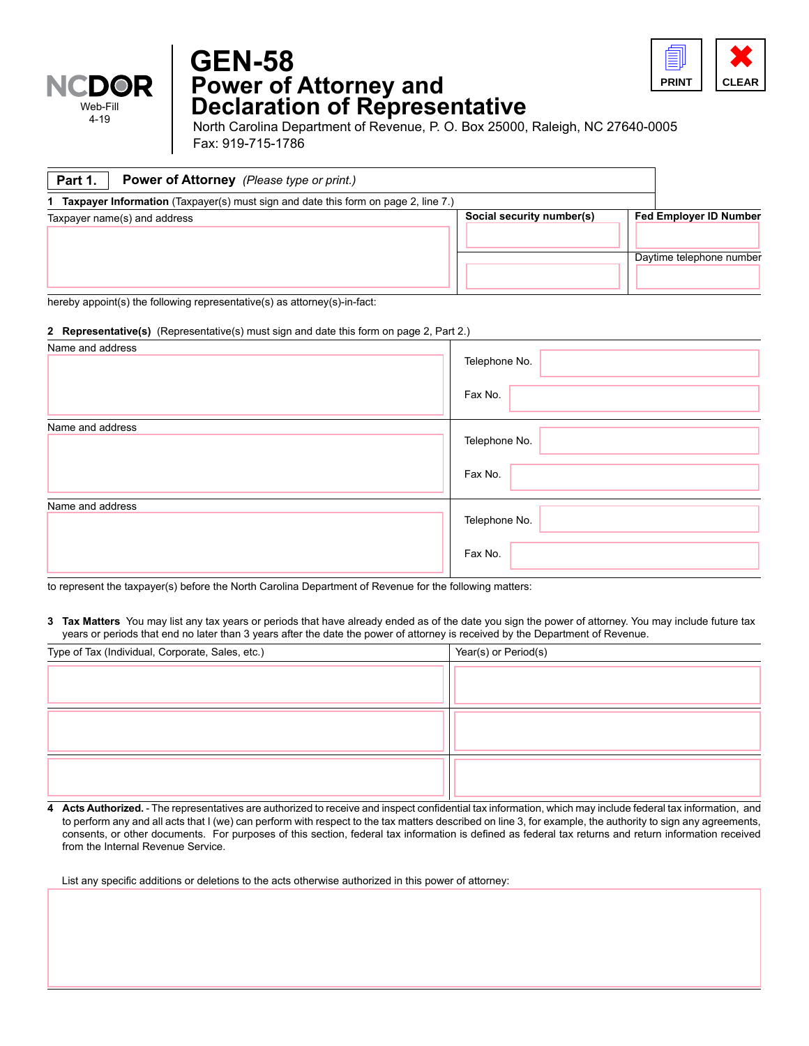NCDOR
Web-Fill
4-19

# GEN-58
## Power of Attorney and Declaration of Representative

North Carolina Department of Revenue, P. O. Box 25000, Raleigh, NC 27640-0005
Fax: 919-715-1786

PRINT | CLEAR

### Part 1. Power of Attorney *(Please type or print.)*

**1 Taxpayer Information** (Taxpayer(s) must sign and date this form on page 2, line 7.)

| Taxpayer name(s) and address | **Social security number(s)** | **Fed Employer ID Number** |
|---|---|---|
| | | |
| | | Daytime telephone number |
| | | |

hereby appoint(s) the following representative(s) as attorney(s)-in-fact:

**2 Representative(s)** (Representative(s) must sign and date this form on page 2, Part 2.)

| Name and address | |
|---|---|
| | Telephone No. |
| | Fax No. |

| Name and address | |
|---|---|
| | Telephone No. |
| | Fax No. |

| Name and address | |
|---|---|
| | Telephone No. |
| | Fax No. |

to represent the taxpayer(s) before the North Carolina Department of Revenue for the following matters:

**3 Tax Matters** You may list any tax years or periods that have already ended as of the date you sign the power of attorney. You may include future tax years or periods that end no later than 3 years after the date the power of attorney is received by the Department of Revenue.

| Type of Tax (Individual, Corporate, Sales, etc.) | Year(s) or Period(s) |
|---|---|
| | |
| | |
| | |

**4 Acts Authorized.** - The representatives are authorized to receive and inspect confidential tax information, which may include federal tax information, and to perform any and all acts that I (we) can perform with respect to the tax matters described on line 3, for example, the authority to sign any agreements, consents, or other documents. For purposes of this section, federal tax information is defined as federal tax returns and return information received from the Internal Revenue Service.

List any specific additions or deletions to the acts otherwise authorized in this power of attorney: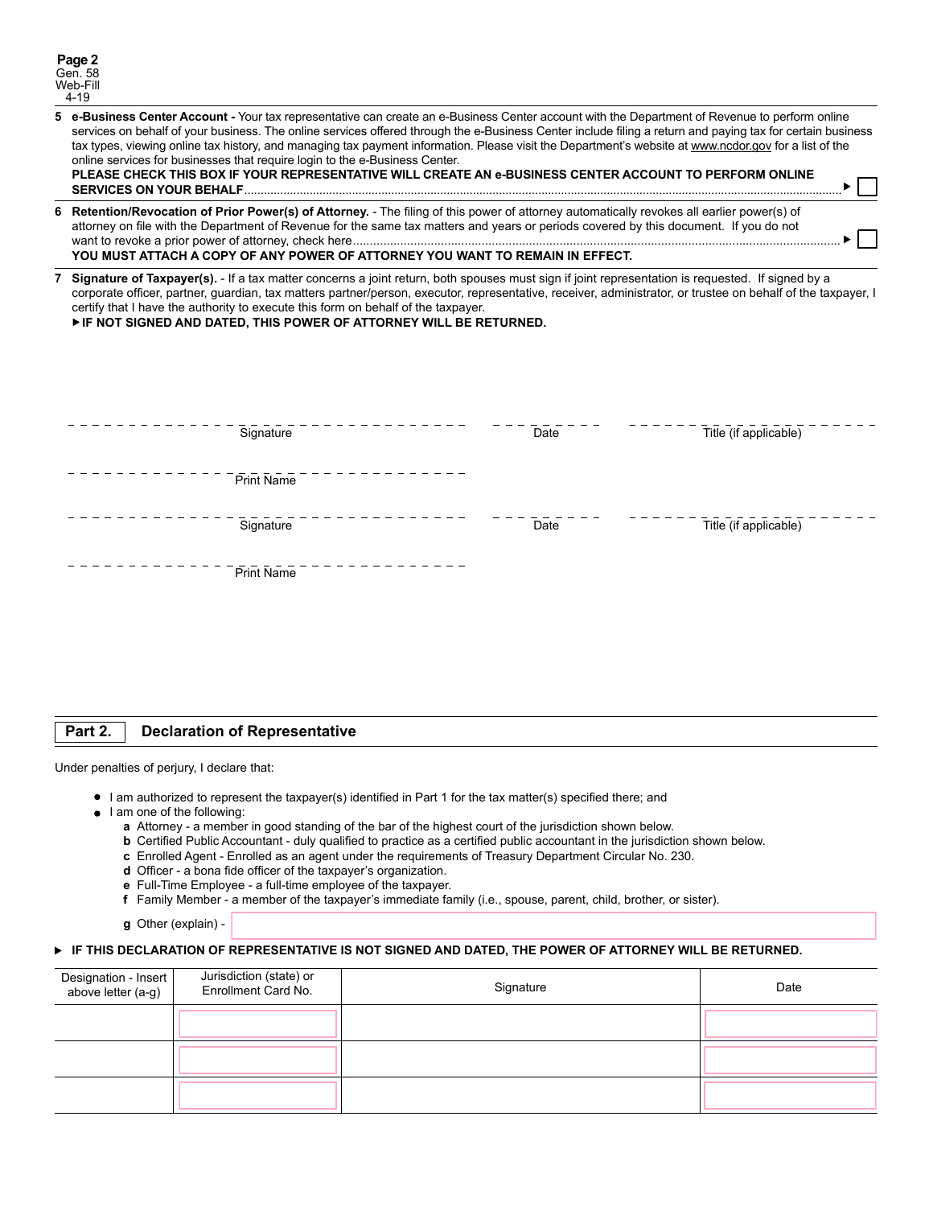Gen. 58
Web-Fill
4-19

**5 e-Business Center Account -** Your tax representative can create an e-Business Center account with the Department of Revenue to perform online services on behalf of your business. The online services offered through the e-Business Center include filing a return and paying tax for certain business tax types, viewing online tax history, and managing tax payment information. Please visit the Department's website at www.ncdor.gov for a list of the online services for businesses that require login to the e-Business Center.
**PLEASE CHECK THIS BOX IF YOUR REPRESENTATIVE WILL CREATE AN e-BUSINESS CENTER ACCOUNT TO PERFORM ONLINE SERVICES ON YOUR BEHALF** ▶ ☐

**6 Retention/Revocation of Prior Power(s) of Attorney.** - The filing of this power of attorney automatically revokes all earlier power(s) of attorney on file with the Department of Revenue for the same tax matters and years or periods covered by this document. If you do not want to revoke a prior power of attorney, check here ▶ ☐
**YOU MUST ATTACH A COPY OF ANY POWER OF ATTORNEY YOU WANT TO REMAIN IN EFFECT.**

**7 Signature of Taxpayer(s).** - If a tax matter concerns a joint return, both spouses must sign if joint representation is requested. If signed by a corporate officer, partner, guardian, tax matters partner/person, executor, representative, receiver, administrator, or trustee on behalf of the taxpayer, I certify that I have the authority to execute this form on behalf of the taxpayer.
**▶IF NOT SIGNED AND DATED, THIS POWER OF ATTORNEY WILL BE RETURNED.**

Signature _______________ Date _______________ Title (if applicable) _______________

Print Name _______________

Signature _______________ Date _______________ Title (if applicable) _______________

Print Name _______________

## Part 2. Declaration of Representative

Under penalties of perjury, I declare that:

- I am authorized to represent the taxpayer(s) identified in Part 1 for the tax matter(s) specified there; and
- I am one of the following:
  - **a** Attorney - a member in good standing of the bar of the highest court of the jurisdiction shown below.
  - **b** Certified Public Accountant - duly qualified to practice as a certified public accountant in the jurisdiction shown below.
  - **c** Enrolled Agent - Enrolled as an agent under the requirements of Treasury Department Circular No. 230.
  - **d** Officer - a bona fide officer of the taxpayer's organization.
  - **e** Full-Time Employee - a full-time employee of the taxpayer.
  - **f** Family Member - a member of the taxpayer's immediate family (i.e., spouse, parent, child, brother, or sister).
  - **g** Other (explain) -

**▶ IF THIS DECLARATION OF REPRESENTATIVE IS NOT SIGNED AND DATED, THE POWER OF ATTORNEY WILL BE RETURNED.**

| Designation - Insert above letter (a-g) | Jurisdiction (state) or Enrollment Card No. | Signature | Date |
|---|---|---|---|
| | | | |
| | | | |
| | | | |